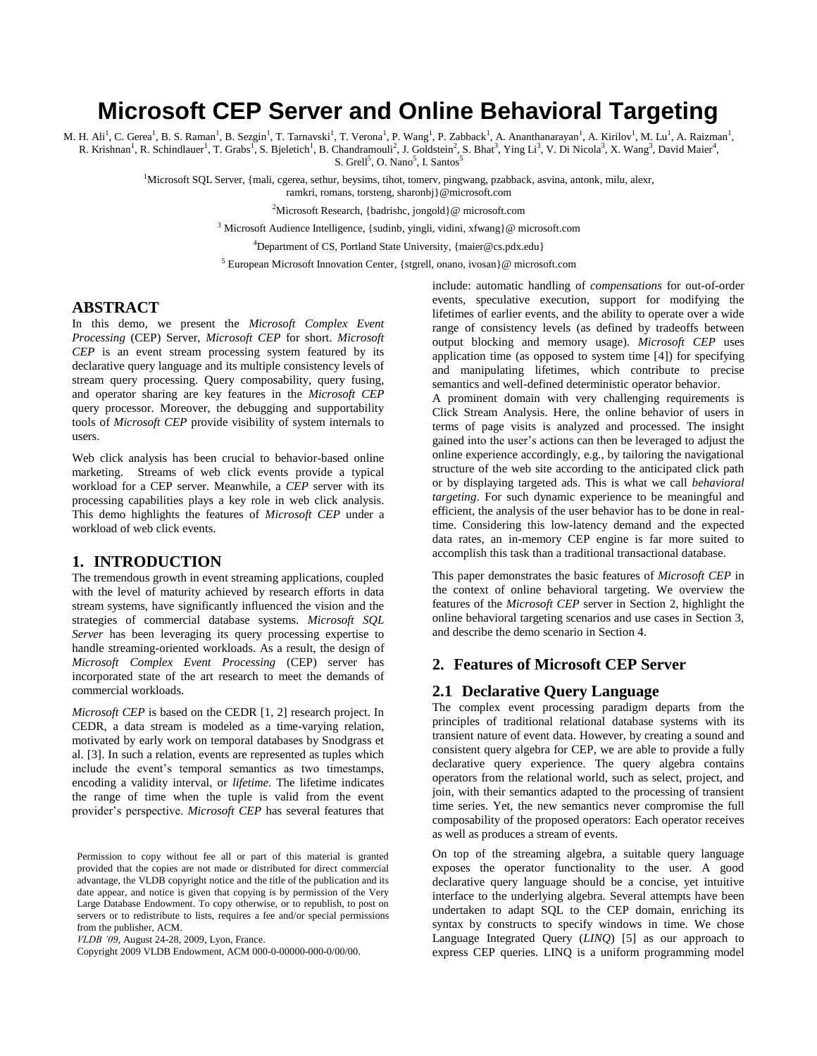# Microsoft CEP Server and Online Behavioral Targeting

M. H. Ali[1], C. Gerea[1], B. S. Raman[1], B. Sezgin[1], T. Tarnavski[1], T. Verona[1], P. Wang[1], P. Zabback[1], A. Ananthanarayan[1], A. Kirilov[1], M. Lu[1], A. Raizman[1], R. Krishnan[1], R. Schindlauer[1], T. Grabs[1], S. Bjeletich[1], B. Chandramouli[2], J. Goldstein[2], S. Bhat[3], Ying Li[3], V. Di Nicola[3], X. Wang[3], David Maier[4], S. Grell[5], O. Nano[5], I. Santos[5]

[1]Microsoft SQL Server, {mali, cgerea, sethur, beysims, tihot, tomerv, pingwang, pzabback, asvina, antonk, milu, alexr, ramkri, romans, torsteng, sharonbj}@microsoft.com

[2]Microsoft Research, {badrishc, jongold}@ microsoft.com

[3] Microsoft Audience Intelligence, {sudinb, yingli, vidini, xfwang}@ microsoft.com

[4]Department of CS, Portland State University, {maier@cs.pdx.edu}

[5] European Microsoft Innovation Center, {stgrell, onano, ivosan}@ microsoft.com

## ABSTRACT

In this demo, we present the *Microsoft Complex Event Processing* (CEP) Server, *Microsoft CEP* for short. *Microsoft CEP* is an event stream processing system featured by its declarative query language and its multiple consistency levels of stream query processing. Query composability, query fusing, and operator sharing are key features in the *Microsoft CEP* query processor. Moreover, the debugging and supportability tools of *Microsoft CEP* provide visibility of system internals to users.

Web click analysis has been crucial to behavior-based online marketing. Streams of web click events provide a typical workload for a CEP server. Meanwhile, a *CEP* server with its processing capabilities plays a key role in web click analysis. This demo highlights the features of *Microsoft CEP* under a workload of web click events.

## 1. INTRODUCTION

The tremendous growth in event streaming applications, coupled with the level of maturity achieved by research efforts in data stream systems, have significantly influenced the vision and the strategies of commercial database systems. *Microsoft SQL Server* has been leveraging its query processing expertise to handle streaming-oriented workloads. As a result, the design of *Microsoft Complex Event Processing* (CEP) server has incorporated state of the art research to meet the demands of commercial workloads.

*Microsoft CEP* is based on the CEDR [1, 2] research project. In CEDR, a data stream is modeled as a time-varying relation, motivated by early work on temporal databases by Snodgrass et al. [3]. In such a relation, events are represented as tuples which include the event's temporal semantics as two timestamps, encoding a validity interval, or *lifetime*. The lifetime indicates the range of time when the tuple is valid from the event provider's perspective. *Microsoft CEP* has several features that include: automatic handling of *compensations* for out-of-order events, speculative execution, support for modifying the lifetimes of earlier events, and the ability to operate over a wide range of consistency levels (as defined by tradeoffs between output blocking and memory usage). *Microsoft CEP* uses application time (as opposed to system time [4]) for specifying and manipulating lifetimes, which contribute to precise semantics and well-defined deterministic operator behavior.

A prominent domain with very challenging requirements is Click Stream Analysis. Here, the online behavior of users in terms of page visits is analyzed and processed. The insight gained into the user's actions can then be leveraged to adjust the online experience accordingly, e.g., by tailoring the navigational structure of the web site according to the anticipated click path or by displaying targeted ads. This is what we call *behavioral targeting*. For such dynamic experience to be meaningful and efficient, the analysis of the user behavior has to be done in real-time. Considering this low-latency demand and the expected data rates, an in-memory CEP engine is far more suited to accomplish this task than a traditional transactional database.

This paper demonstrates the basic features of *Microsoft CEP* in the context of online behavioral targeting. We overview the features of the *Microsoft CEP* server in Section 2, highlight the online behavioral targeting scenarios and use cases in Section 3, and describe the demo scenario in Section 4.

## 2. Features of Microsoft CEP Server

### 2.1 Declarative Query Language

The complex event processing paradigm departs from the principles of traditional relational database systems with its transient nature of event data. However, by creating a sound and consistent query algebra for CEP, we are able to provide a fully declarative query experience. The query algebra contains operators from the relational world, such as select, project, and join, with their semantics adapted to the processing of transient time series. Yet, the new semantics never compromise the full composability of the proposed operators: Each operator receives as well as produces a stream of events.

On top of the streaming algebra, a suitable query language exposes the operator functionality to the user. A good declarative query language should be a concise, yet intuitive interface to the underlying algebra. Several attempts have been undertaken to adapt SQL to the CEP domain, enriching its syntax by constructs to specify windows in time. We chose Language Integrated Query (*LINQ*) [5] as our approach to express CEP queries. LINQ is a uniform programming model

Permission to copy without fee all or part of this material is granted provided that the copies are not made or distributed for direct commercial advantage, the VLDB copyright notice and the title of the publication and its date appear, and notice is given that copying is by permission of the Very Large Database Endowment. To copy otherwise, or to republish, to post on servers or to redistribute to lists, requires a fee and/or special permissions from the publisher, ACM.

*VLDB '09*, August 24-28, 2009, Lyon, France.

Copyright 2009 VLDB Endowment, ACM 000-0-00000-000-0/00/00.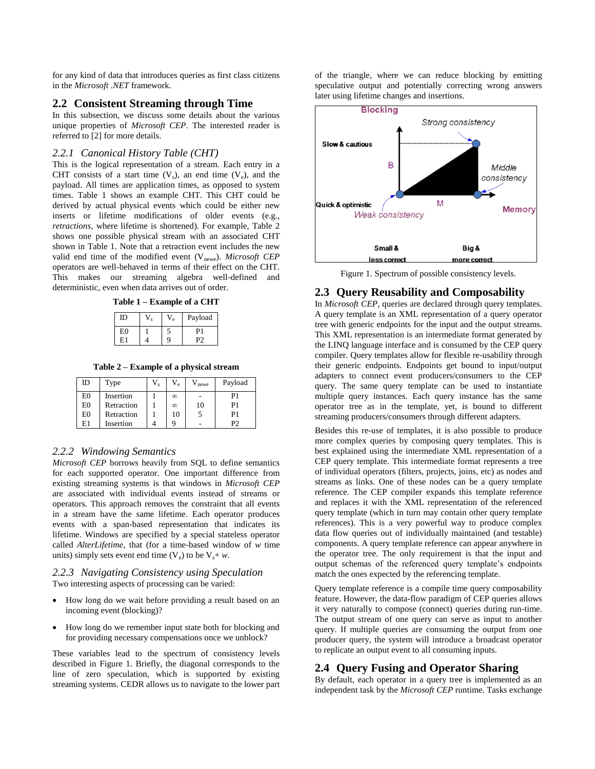for any kind of data that introduces queries as first class citizens in the *Microsoft .NET* framework.

## 2.2 Consistent Streaming through Time

In this subsection, we discuss some details about the various unique properties of *Microsoft CEP*. The interested reader is referred to [2] for more details.

### 2.2.1 Canonical History Table (CHT)

This is the logical representation of a stream. Each entry in a CHT consists of a start time ($V_s$), an end time ($V_e$), and the payload. All times are application times, as opposed to system times. Table 1 shows an example CHT. This CHT could be derived by actual physical events which could be either new inserts or lifetime modifications of older events (e.g., *retractions*, where lifetime is shortened). For example, Table 2 shows one possible physical stream with an associated CHT shown in Table 1. Note that a retraction event includes the new valid end time of the modified event ($V_{newe}$). *Microsoft CEP* operators are well-behaved in terms of their effect on the CHT. This makes our streaming algebra well-defined and deterministic, even when data arrives out of order.

**Table 1 – Example of a CHT**

| ID | $V_s$ | $V_e$ | Payload |
|---|---|---|---|
| E0 | 1 | 5 | P1 |
| E1 | 4 | 9 | P2 |

**Table 2 – Example of a physical stream**

| ID | Type | $V_s$ | $V_e$ | $V_{newe}$ | Payload |
|---|---|---|---|---|---|
| E0 | Insertion | 1 | $\infty$ | - | P1 |
| E0 | Retraction | 1 | $\infty$ | 10 | P1 |
| E0 | Retraction | 1 | 10 | 5 | P1 |
| E1 | Insertion | 4 | 9 | - | P2 |

### 2.2.2 Windowing Semantics

*Microsoft CEP* borrows heavily from SQL to define semantics for each supported operator. One important difference from existing streaming systems is that windows in *Microsoft CEP* are associated with individual events instead of streams or operators. This approach removes the constraint that all events in a stream have the same lifetime. Each operator produces events with a span-based representation that indicates its lifetime. Windows are specified by a special stateless operator called *AlterLifetime*, that (for a time-based window of *w* time units) simply sets event end time ($V_e$) to be $V_s + w$.

### 2.2.3 Navigating Consistency using Speculation

Two interesting aspects of processing can be varied:

- How long do we wait before providing a result based on an incoming event (blocking)?
- How long do we remember input state both for blocking and for providing necessary compensations once we unblock?

These variables lead to the spectrum of consistency levels described in Figure 1. Briefly, the diagonal corresponds to the line of zero speculation, which is supported by existing streaming systems. CEDR allows us to navigate to the lower part of the triangle, where we can reduce blocking by emitting speculative output and potentially correcting wrong answers later using lifetime changes and insertions.

Blocking
Strong consistency
Slow & cautious
B
Middle consistency
Quick & optimistic
Weak consistency
M
Memory
Small & less correct
Big & more correct

Figure 1. Spectrum of possible consistency levels.

## 2.3 Query Reusability and Composability

In *Microsoft CEP*, queries are declared through query templates. A query template is an XML representation of a query operator tree with generic endpoints for the input and the output streams. This XML representation is an intermediate format generated by the LINQ language interface and is consumed by the CEP query compiler. Query templates allow for flexible re-usability through their generic endpoints. Endpoints get bound to input/output adapters to connect event producers/consumers to the CEP query. The same query template can be used to instantiate multiple query instances. Each query instance has the same operator tree as in the template, yet, is bound to different streaming producers/consumers through different adapters.

Besides this re-use of templates, it is also possible to produce more complex queries by composing query templates. This is best explained using the intermediate XML representation of a CEP query template. This intermediate format represents a tree of individual operators (filters, projects, joins, etc) as nodes and streams as links. One of these nodes can be a query template reference. The CEP compiler expands this template reference and replaces it with the XML representation of the referenced query template (which in turn may contain other query template references). This is a very powerful way to produce complex data flow queries out of individually maintained (and testable) components. A query template reference can appear anywhere in the operator tree. The only requirement is that the input and output schemas of the referenced query template's endpoints match the ones expected by the referencing template.

Query template reference is a compile time query composability feature. However, the data-flow paradigm of CEP queries allows it very naturally to compose (connect) queries during run-time. The output stream of one query can serve as input to another query. If multiple queries are consuming the output from one producer query, the system will introduce a broadcast operator to replicate an output event to all consuming inputs.

## 2.4 Query Fusing and Operator Sharing

By default, each operator in a query tree is implemented as an independent task by the *Microsoft CEP* runtime. Tasks exchange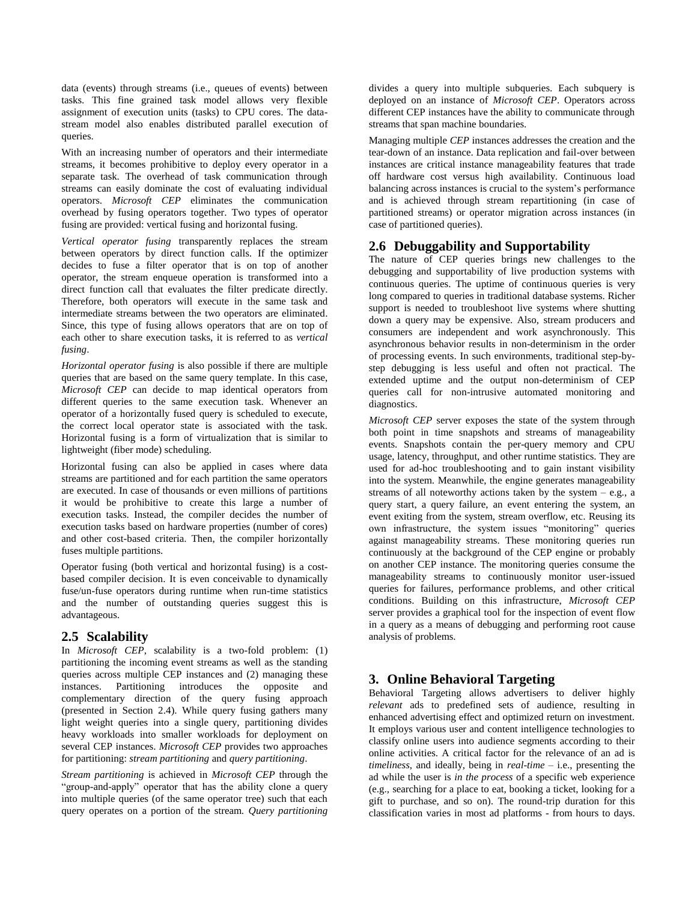data (events) through streams (i.e., queues of events) between tasks. This fine grained task model allows very flexible assignment of execution units (tasks) to CPU cores. The data-stream model also enables distributed parallel execution of queries.

With an increasing number of operators and their intermediate streams, it becomes prohibitive to deploy every operator in a separate task. The overhead of task communication through streams can easily dominate the cost of evaluating individual operators. *Microsoft CEP* eliminates the communication overhead by fusing operators together. Two types of operator fusing are provided: vertical fusing and horizontal fusing.

*Vertical operator fusing* transparently replaces the stream between operators by direct function calls. If the optimizer decides to fuse a filter operator that is on top of another operator, the stream enqueue operation is transformed into a direct function call that evaluates the filter predicate directly. Therefore, both operators will execute in the same task and intermediate streams between the two operators are eliminated. Since, this type of fusing allows operators that are on top of each other to share execution tasks, it is referred to as *vertical fusing*.

*Horizontal operator fusing* is also possible if there are multiple queries that are based on the same query template. In this case, *Microsoft CEP* can decide to map identical operators from different queries to the same execution task. Whenever an operator of a horizontally fused query is scheduled to execute, the correct local operator state is associated with the task. Horizontal fusing is a form of virtualization that is similar to lightweight (fiber mode) scheduling.

Horizontal fusing can also be applied in cases where data streams are partitioned and for each partition the same operators are executed. In case of thousands or even millions of partitions it would be prohibitive to create this large a number of execution tasks. Instead, the compiler decides the number of execution tasks based on hardware properties (number of cores) and other cost-based criteria. Then, the compiler horizontally fuses multiple partitions.

Operator fusing (both vertical and horizontal fusing) is a cost-based compiler decision. It is even conceivable to dynamically fuse/un-fuse operators during runtime when run-time statistics and the number of outstanding queries suggest this is advantageous.

## 2.5 Scalability

In *Microsoft CEP*, scalability is a two-fold problem: (1) partitioning the incoming event streams as well as the standing queries across multiple CEP instances and (2) managing these instances. Partitioning introduces the opposite and complementary direction of the query fusing approach (presented in Section 2.4). While query fusing gathers many light weight queries into a single query, partitioning divides heavy workloads into smaller workloads for deployment on several CEP instances. *Microsoft CEP* provides two approaches for partitioning: *stream partitioning* and *query partitioning*.

*Stream partitioning* is achieved in *Microsoft CEP* through the "group-and-apply" operator that has the ability clone a query into multiple queries (of the same operator tree) such that each query operates on a portion of the stream. *Query partitioning* divides a query into multiple subqueries. Each subquery is deployed on an instance of *Microsoft CEP*. Operators across different CEP instances have the ability to communicate through streams that span machine boundaries.

Managing multiple *CEP* instances addresses the creation and the tear-down of an instance. Data replication and fail-over between instances are critical instance manageability features that trade off hardware cost versus high availability. Continuous load balancing across instances is crucial to the system's performance and is achieved through stream repartitioning (in case of partitioned streams) or operator migration across instances (in case of partitioned queries).

## 2.6 Debuggability and Supportability

The nature of CEP queries brings new challenges to the debugging and supportability of live production systems with continuous queries. The uptime of continuous queries is very long compared to queries in traditional database systems. Richer support is needed to troubleshoot live systems where shutting down a query may be expensive. Also, stream producers and consumers are independent and work asynchronously. This asynchronous behavior results in non-determinism in the order of processing events. In such environments, traditional step-by-step debugging is less useful and often not practical. The extended uptime and the output non-determinism of CEP queries call for non-intrusive automated monitoring and diagnostics.

*Microsoft CEP* server exposes the state of the system through both point in time snapshots and streams of manageability events. Snapshots contain the per-query memory and CPU usage, latency, throughput, and other runtime statistics. They are used for ad-hoc troubleshooting and to gain instant visibility into the system. Meanwhile, the engine generates manageability streams of all noteworthy actions taken by the system – e.g., a query start, a query failure, an event entering the system, an event exiting from the system, stream overflow, etc. Reusing its own infrastructure, the system issues "monitoring" queries against manageability streams. These monitoring queries run continuously at the background of the CEP engine or probably on another CEP instance. The monitoring queries consume the manageability streams to continuously monitor user-issued queries for failures, performance problems, and other critical conditions. Building on this infrastructure, *Microsoft CEP* server provides a graphical tool for the inspection of event flow in a query as a means of debugging and performing root cause analysis of problems.

# 3. Online Behavioral Targeting

Behavioral Targeting allows advertisers to deliver highly *relevant* ads to predefined sets of audience, resulting in enhanced advertising effect and optimized return on investment. It employs various user and content intelligence technologies to classify online users into audience segments according to their online activities. A critical factor for the relevance of an ad is *timeliness*, and ideally, being in *real-time* – i.e., presenting the ad while the user is *in the process* of a specific web experience (e.g., searching for a place to eat, booking a ticket, looking for a gift to purchase, and so on). The round-trip duration for this classification varies in most ad platforms - from hours to days.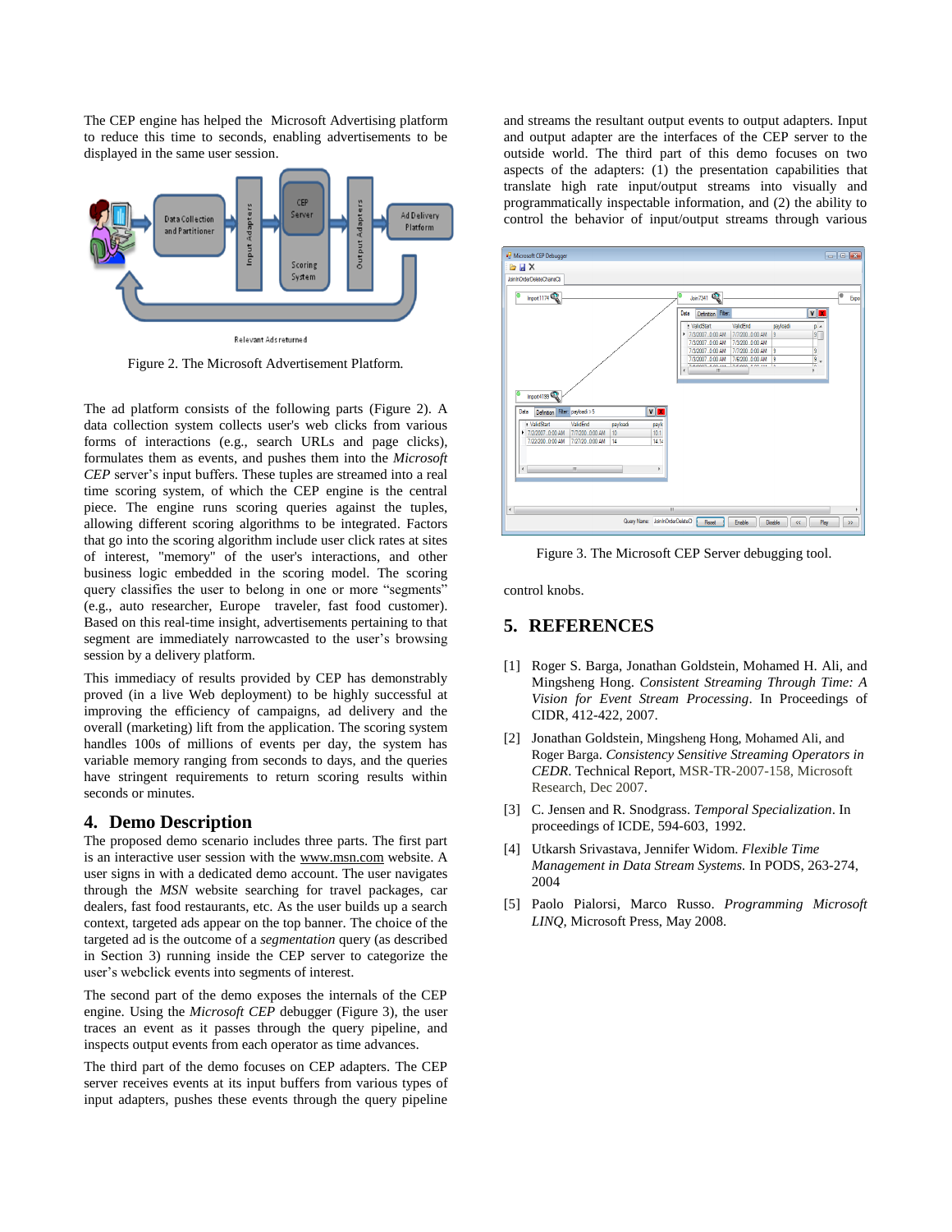The CEP engine has helped the Microsoft Advertising platform to reduce this time to seconds, enabling advertisements to be displayed in the same user session.

Data Collection and Partitioner

Input Adapters

CEP Server

Scoring System

Output Adapters

Ad Delivery Platform

Relevant Ads returned

Figure 2. The Microsoft Advertisement Platform.

The ad platform consists of the following parts (Figure 2). A data collection system collects user's web clicks from various forms of interactions (e.g., search URLs and page clicks), formulates them as events, and pushes them into the *Microsoft CEP* server's input buffers. These tuples are streamed into a real time scoring system, of which the CEP engine is the central piece. The engine runs scoring queries against the tuples, allowing different scoring algorithms to be integrated. Factors that go into the scoring algorithm include user click rates at sites of interest, "memory" of the user's interactions, and other business logic embedded in the scoring model. The scoring query classifies the user to belong in one or more "segments" (e.g., auto researcher, Europe traveler, fast food customer). Based on this real-time insight, advertisements pertaining to that segment are immediately narrowcasted to the user's browsing session by a delivery platform.

This immediacy of results provided by CEP has demonstrably proved (in a live Web deployment) to be highly successful at improving the efficiency of campaigns, ad delivery and the overall (marketing) lift from the application. The scoring system handles 100s of millions of events per day, the system has variable memory ranging from seconds to days, and the queries have stringent requirements to return scoring results within seconds or minutes.

## 4. Demo Description

The proposed demo scenario includes three parts. The first part is an interactive user session with the www.msn.com website. A user signs in with a dedicated demo account. The user navigates through the *MSN* website searching for travel packages, car dealers, fast food restaurants, etc. As the user builds up a search context, targeted ads appear on the top banner. The choice of the targeted ad is the outcome of a *segmentation* query (as described in Section 3) running inside the CEP server to categorize the user's webclick events into segments of interest.

The second part of the demo exposes the internals of the CEP engine. Using the *Microsoft CEP* debugger (Figure 3), the user traces an event as it passes through the query pipeline, and inspects output events from each operator as time advances.

The third part of the demo focuses on CEP adapters. The CEP server receives events at its input buffers from various types of input adapters, pushes these events through the query pipeline and streams the resultant output events to output adapters. Input and output adapter are the interfaces of the CEP server to the outside world. The third part of this demo focuses on two aspects of the adapters: (1) the presentation capabilities that translate high rate input/output streams into visually and programmatically inspectable information, and (2) the ability to control the behavior of input/output streams through various control knobs.

Figure 3. The Microsoft CEP Server debugging tool.

## 5. REFERENCES

[1] Roger S. Barga, Jonathan Goldstein, Mohamed H. Ali, and Mingsheng Hong. *Consistent Streaming Through Time: A Vision for Event Stream Processing*. In Proceedings of CIDR, 412-422, 2007.

[2] Jonathan Goldstein, Mingsheng Hong, Mohamed Ali, and Roger Barga. *Consistency Sensitive Streaming Operators in CEDR*. Technical Report, MSR-TR-2007-158, Microsoft Research, Dec 2007.

[3] C. Jensen and R. Snodgrass. *Temporal Specialization*. In proceedings of ICDE, 594-603, 1992.

[4] Utkarsh Srivastava, Jennifer Widom. *Flexible Time Management in Data Stream Systems*. In PODS, 263-274, 2004

[5] Paolo Pialorsi, Marco Russo. *Programming Microsoft LINQ*, Microsoft Press, May 2008.